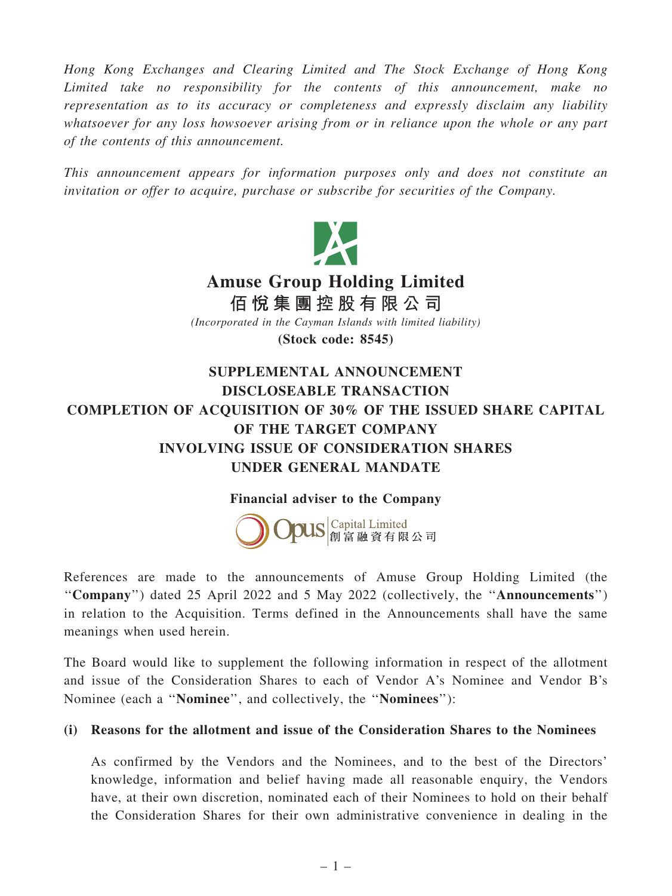*Hong Kong Exchanges and Clearing Limited and The Stock Exchange of Hong Kong Limited take no responsibility for the contents of this announcement, make no representation as to its accuracy or completeness and expressly disclaim any liability whatsoever for any loss howsoever arising from or in reliance upon the whole or any part of the contents of this announcement.*

*This announcement appears for information purposes only and does not constitute an invitation or offer to acquire, purchase or subscribe for securities of the Company.*

# Amuse Group Holding Limited
# 佰悅集團控股有限公司

*(Incorporated in the Cayman Islands with limited liability)*

**(Stock code: 8545)**

## SUPPLEMENTAL ANNOUNCEMENT
## DISCLOSEABLE TRANSACTION
## COMPLETION OF ACQUISITION OF 30% OF THE ISSUED SHARE CAPITAL OF THE TARGET COMPANY
## INVOLVING ISSUE OF CONSIDERATION SHARES UNDER GENERAL MANDATE

**Financial adviser to the Company**

Opus Capital Limited
創富融資有限公司

References are made to the announcements of Amuse Group Holding Limited (the "**Company**") dated 25 April 2022 and 5 May 2022 (collectively, the "**Announcements**") in relation to the Acquisition. Terms defined in the Announcements shall have the same meanings when used herein.

The Board would like to supplement the following information in respect of the allotment and issue of the Consideration Shares to each of Vendor A's Nominee and Vendor B's Nominee (each a "**Nominee**", and collectively, the "**Nominees**"):

**(i) Reasons for the allotment and issue of the Consideration Shares to the Nominees**

As confirmed by the Vendors and the Nominees, and to the best of the Directors' knowledge, information and belief having made all reasonable enquiry, the Vendors have, at their own discretion, nominated each of their Nominees to hold on their behalf the Consideration Shares for their own administrative convenience in dealing in the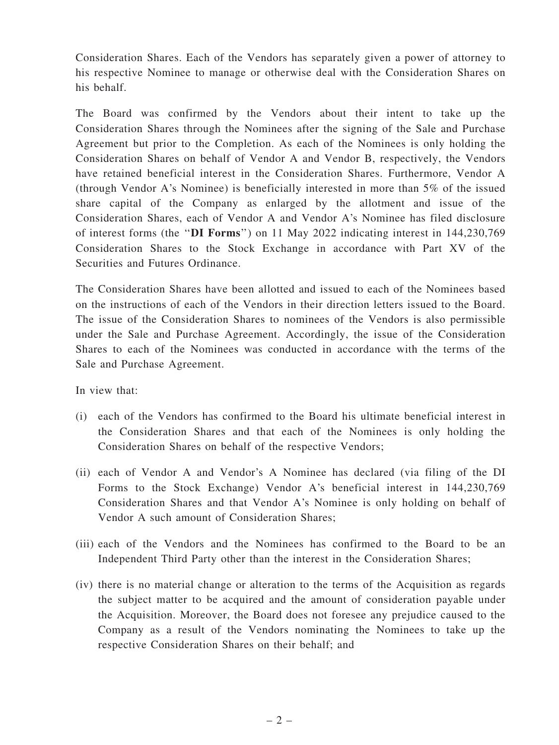Consideration Shares. Each of the Vendors has separately given a power of attorney to his respective Nominee to manage or otherwise deal with the Consideration Shares on his behalf.

The Board was confirmed by the Vendors about their intent to take up the Consideration Shares through the Nominees after the signing of the Sale and Purchase Agreement but prior to the Completion. As each of the Nominees is only holding the Consideration Shares on behalf of Vendor A and Vendor B, respectively, the Vendors have retained beneficial interest in the Consideration Shares. Furthermore, Vendor A (through Vendor A's Nominee) is beneficially interested in more than 5% of the issued share capital of the Company as enlarged by the allotment and issue of the Consideration Shares, each of Vendor A and Vendor A's Nominee has filed disclosure of interest forms (the "**DI Forms**") on 11 May 2022 indicating interest in 144,230,769 Consideration Shares to the Stock Exchange in accordance with Part XV of the Securities and Futures Ordinance.

The Consideration Shares have been allotted and issued to each of the Nominees based on the instructions of each of the Vendors in their direction letters issued to the Board. The issue of the Consideration Shares to nominees of the Vendors is also permissible under the Sale and Purchase Agreement. Accordingly, the issue of the Consideration Shares to each of the Nominees was conducted in accordance with the terms of the Sale and Purchase Agreement.

In view that:

(i) each of the Vendors has confirmed to the Board his ultimate beneficial interest in the Consideration Shares and that each of the Nominees is only holding the Consideration Shares on behalf of the respective Vendors;

(ii) each of Vendor A and Vendor's A Nominee has declared (via filing of the DI Forms to the Stock Exchange) Vendor A's beneficial interest in 144,230,769 Consideration Shares and that Vendor A's Nominee is only holding on behalf of Vendor A such amount of Consideration Shares;

(iii) each of the Vendors and the Nominees has confirmed to the Board to be an Independent Third Party other than the interest in the Consideration Shares;

(iv) there is no material change or alteration to the terms of the Acquisition as regards the subject matter to be acquired and the amount of consideration payable under the Acquisition. Moreover, the Board does not foresee any prejudice caused to the Company as a result of the Vendors nominating the Nominees to take up the respective Consideration Shares on their behalf; and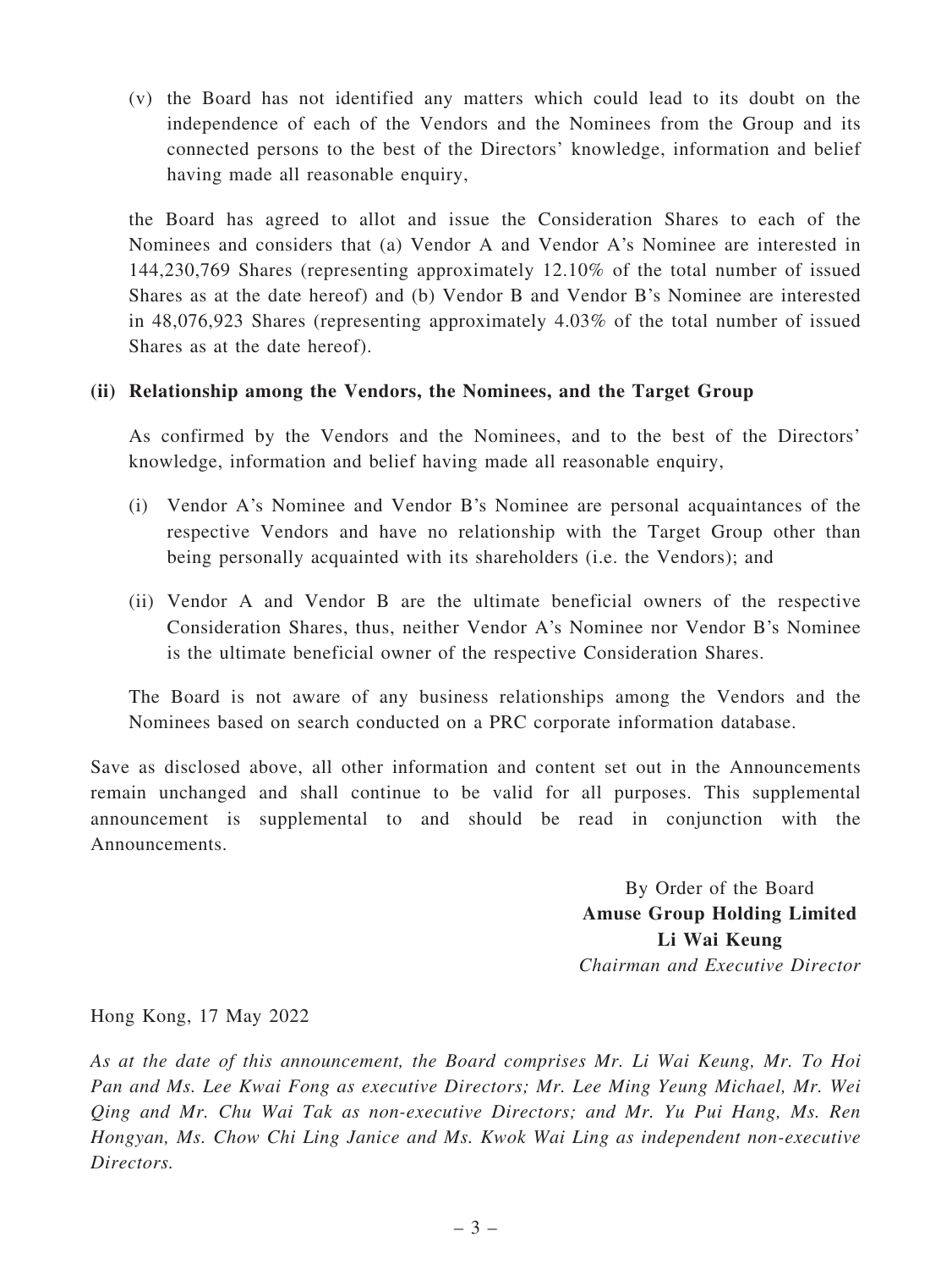(v) the Board has not identified any matters which could lead to its doubt on the independence of each of the Vendors and the Nominees from the Group and its connected persons to the best of the Directors' knowledge, information and belief having made all reasonable enquiry,

the Board has agreed to allot and issue the Consideration Shares to each of the Nominees and considers that (a) Vendor A and Vendor A's Nominee are interested in 144,230,769 Shares (representing approximately 12.10% of the total number of issued Shares as at the date hereof) and (b) Vendor B and Vendor B's Nominee are interested in 48,076,923 Shares (representing approximately 4.03% of the total number of issued Shares as at the date hereof).

**(ii) Relationship among the Vendors, the Nominees, and the Target Group**

As confirmed by the Vendors and the Nominees, and to the best of the Directors' knowledge, information and belief having made all reasonable enquiry,

(i) Vendor A's Nominee and Vendor B's Nominee are personal acquaintances of the respective Vendors and have no relationship with the Target Group other than being personally acquainted with its shareholders (i.e. the Vendors); and

(ii) Vendor A and Vendor B are the ultimate beneficial owners of the respective Consideration Shares, thus, neither Vendor A's Nominee nor Vendor B's Nominee is the ultimate beneficial owner of the respective Consideration Shares.

The Board is not aware of any business relationships among the Vendors and the Nominees based on search conducted on a PRC corporate information database.

Save as disclosed above, all other information and content set out in the Announcements remain unchanged and shall continue to be valid for all purposes. This supplemental announcement is supplemental to and should be read in conjunction with the Announcements.

By Order of the Board
**Amuse Group Holding Limited**
**Li Wai Keung**
*Chairman and Executive Director*

Hong Kong, 17 May 2022

*As at the date of this announcement, the Board comprises Mr. Li Wai Keung, Mr. To Hoi Pan and Ms. Lee Kwai Fong as executive Directors; Mr. Lee Ming Yeung Michael, Mr. Wei Qing and Mr. Chu Wai Tak as non-executive Directors; and Mr. Yu Pui Hang, Ms. Ren Hongyan, Ms. Chow Chi Ling Janice and Ms. Kwok Wai Ling as independent non-executive Directors.*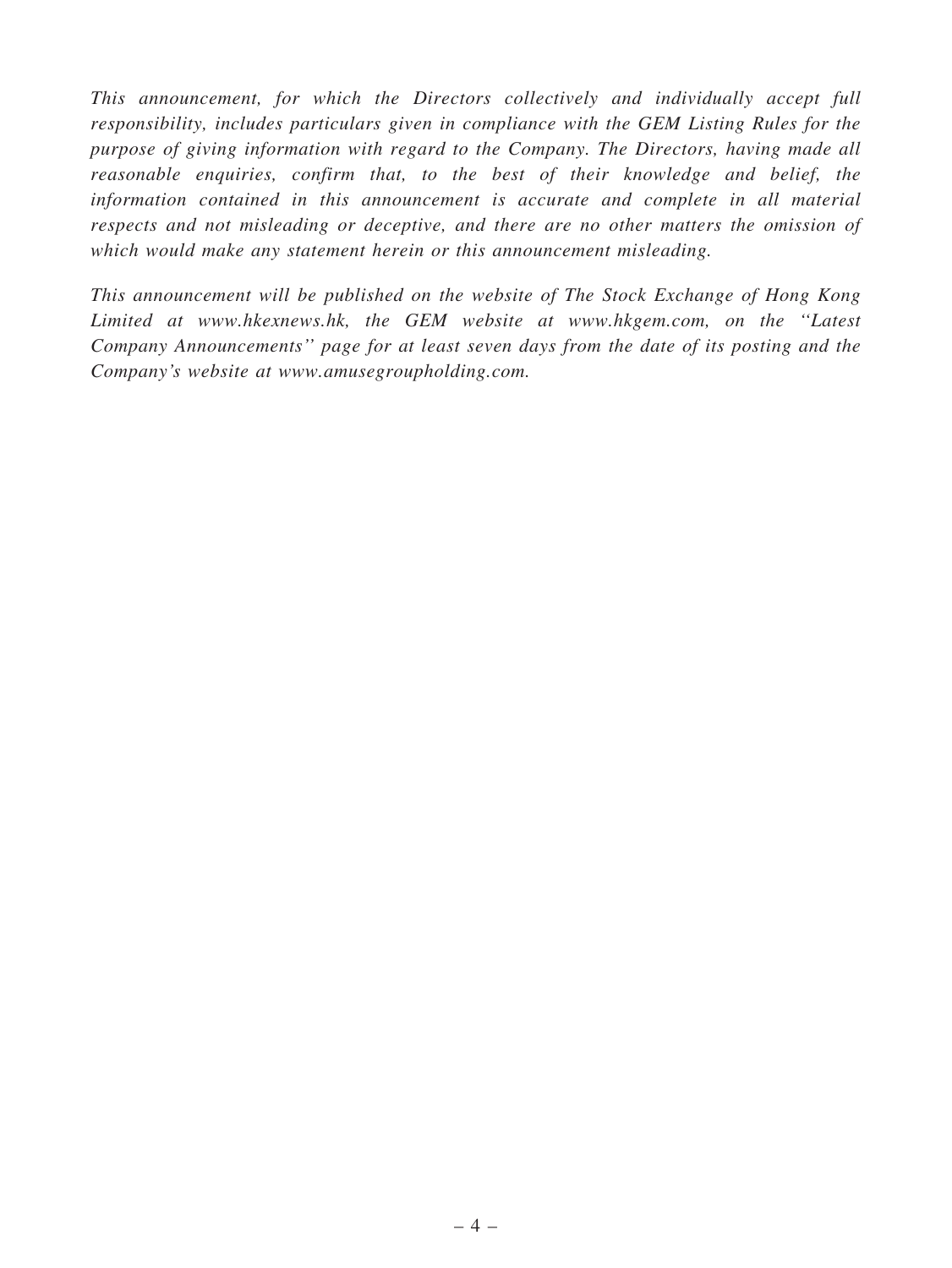*This announcement, for which the Directors collectively and individually accept full responsibility, includes particulars given in compliance with the GEM Listing Rules for the purpose of giving information with regard to the Company. The Directors, having made all reasonable enquiries, confirm that, to the best of their knowledge and belief, the information contained in this announcement is accurate and complete in all material respects and not misleading or deceptive, and there are no other matters the omission of which would make any statement herein or this announcement misleading.*

*This announcement will be published on the website of The Stock Exchange of Hong Kong Limited at www.hkexnews.hk, the GEM website at www.hkgem.com, on the ''Latest Company Announcements'' page for at least seven days from the date of its posting and the Company's website at www.amusegroupholding.com.*